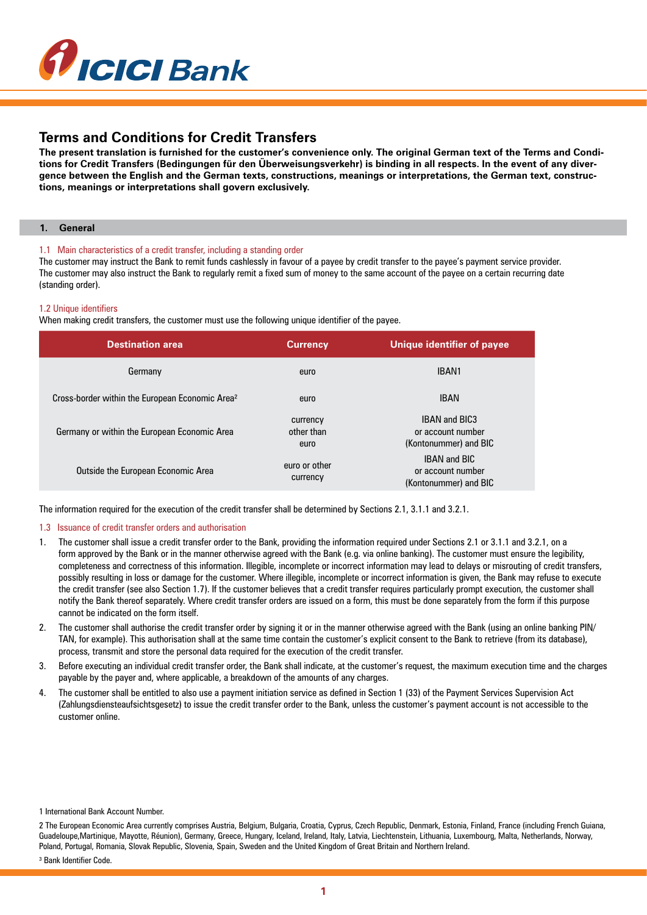# Terms and Conditions for Credit Transfers

**The present translation is furnished for the customer's convenience only. The original German text of the Terms and Conditions for Credit Transfers (Bedingungen für den Überweisungsverkehr) is binding in all respects. In the event of any divergence between the English and the German texts, constructions, meanings or interpretations, the German text, constructions, meanings or interpretations shall govern exclusively.**

## 1. General

### 1.1 Main characteristics of a credit transfer, including a standing order

The customer may instruct the Bank to remit funds cashlessly in favour of a payee by credit transfer to the payee's payment service provider. The customer may also instruct the Bank to regularly remit a fixed sum of money to the same account of the payee on a certain recurring date (standing order).

### 1.2 Unique identifiers

When making credit transfers, the customer must use the following unique identifier of the payee.

| Destination area | Currency | Unique identifier of payee |
|---|---|---|
| Germany | euro | IBAN[1] |
| Cross-border within the European Economic Area[2] | euro | IBAN |
| Germany or within the European Economic Area | currency other than euro | IBAN and BIC[3] or account number (Kontonummer) and BIC |
| Outside the European Economic Area | euro or other currency | IBAN and BIC or account number (Kontonummer) and BIC |

The information required for the execution of the credit transfer shall be determined by Sections 2.1, 3.1.1 and 3.2.1.

### 1.3 Issuance of credit transfer orders and authorisation

1. The customer shall issue a credit transfer order to the Bank, providing the information required under Sections 2.1 or 3.1.1 and 3.2.1, on a form approved by the Bank or in the manner otherwise agreed with the Bank (e.g. via online banking). The customer must ensure the legibility, completeness and correctness of this information. Illegible, incomplete or incorrect information may lead to delays or misrouting of credit transfers, possibly resulting in loss or damage for the customer. Where illegible, incomplete or incorrect information is given, the Bank may refuse to execute the credit transfer (see also Section 1.7). If the customer believes that a credit transfer requires particularly prompt execution, the customer shall notify the Bank thereof separately. Where credit transfer orders are issued on a form, this must be done separately from the form if this purpose cannot be indicated on the form itself.
2. The customer shall authorise the credit transfer order by signing it or in the manner otherwise agreed with the Bank (using an online banking PIN/TAN, for example). This authorisation shall at the same time contain the customer's explicit consent to the Bank to retrieve (from its database), process, transmit and store the personal data required for the execution of the credit transfer.
3. Before executing an individual credit transfer order, the Bank shall indicate, at the customer's request, the maximum execution time and the charges payable by the payer and, where applicable, a breakdown of the amounts of any charges.
4. The customer shall be entitled to also use a payment initiation service as defined in Section 1 (33) of the Payment Services Supervision Act (Zahlungsdiensteaufsichtsgesetz) to issue the credit transfer order to the Bank, unless the customer's payment account is not accessible to the customer online.

---

1 International Bank Account Number.

2 The European Economic Area currently comprises Austria, Belgium, Bulgaria, Croatia, Cyprus, Czech Republic, Denmark, Estonia, Finland, France (including French Guiana, Guadeloupe,Martinique, Mayotte, Réunion), Germany, Greece, Hungary, Iceland, Ireland, Italy, Latvia, Liechtenstein, Lithuania, Luxembourg, Malta, Netherlands, Norway, Poland, Portugal, Romania, Slovak Republic, Slovenia, Spain, Sweden and the United Kingdom of Great Britain and Northern Ireland.

3 Bank Identifier Code.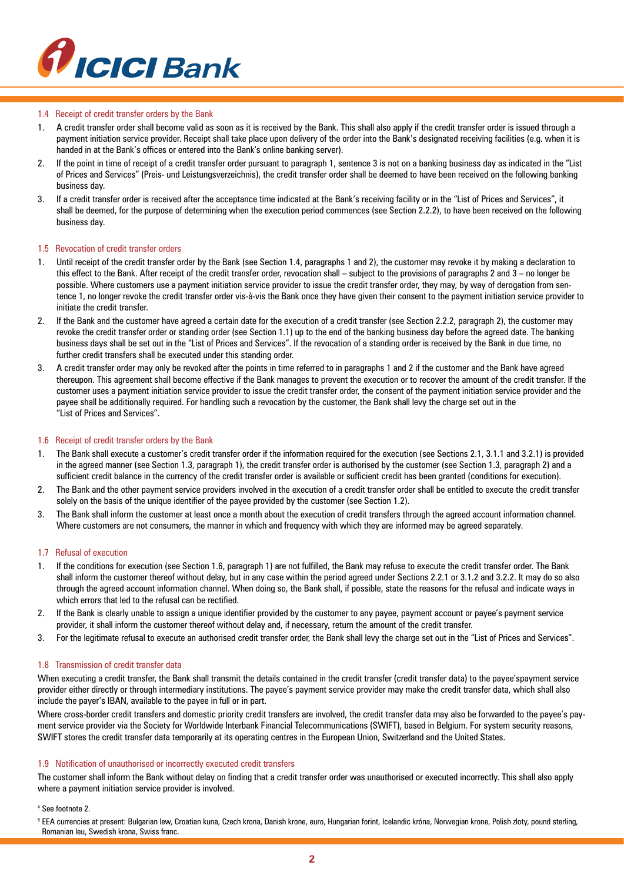### 1.4 Receipt of credit transfer orders by the Bank

1. A credit transfer order shall become valid as soon as it is received by the Bank. This shall also apply if the credit transfer order is issued through a payment initiation service provider. Receipt shall take place upon delivery of the order into the Bank's designated receiving facilities (e.g. when it is handed in at the Bank's offices or entered into the Bank's online banking server).
2. If the point in time of receipt of a credit transfer order pursuant to paragraph 1, sentence 3 is not on a banking business day as indicated in the "List of Prices and Services" (Preis- und Leistungsverzeichnis), the credit transfer order shall be deemed to have been received on the following banking business day.
3. If a credit transfer order is received after the acceptance time indicated at the Bank's receiving facility or in the "List of Prices and Services", it shall be deemed, for the purpose of determining when the execution period commences (see Section 2.2.2), to have been received on the following business day.

### 1.5 Revocation of credit transfer orders

1. Until receipt of the credit transfer order by the Bank (see Section 1.4, paragraphs 1 and 2), the customer may revoke it by making a declaration to this effect to the Bank. After receipt of the credit transfer order, revocation shall – subject to the provisions of paragraphs 2 and 3 – no longer be possible. Where customers use a payment initiation service provider to issue the credit transfer order, they may, by way of derogation from sentence 1, no longer revoke the credit transfer order vis-à-vis the Bank once they have given their consent to the payment initiation service provider to initiate the credit transfer.
2. If the Bank and the customer have agreed a certain date for the execution of a credit transfer (see Section 2.2.2, paragraph 2), the customer may revoke the credit transfer order or standing order (see Section 1.1) up to the end of the banking business day before the agreed date. The banking business days shall be set out in the "List of Prices and Services". If the revocation of a standing order is received by the Bank in due time, no further credit transfers shall be executed under this standing order.
3. A credit transfer order may only be revoked after the points in time referred to in paragraphs 1 and 2 if the customer and the Bank have agreed thereupon. This agreement shall become effective if the Bank manages to prevent the execution or to recover the amount of the credit transfer. If the customer uses a payment initiation service provider to issue the credit transfer order, the consent of the payment initiation service provider and the payee shall be additionally required. For handling such a revocation by the customer, the Bank shall levy the charge set out in the "List of Prices and Services".

### 1.6 Receipt of credit transfer orders by the Bank

1. The Bank shall execute a customer's credit transfer order if the information required for the execution (see Sections 2.1, 3.1.1 and 3.2.1) is provided in the agreed manner (see Section 1.3, paragraph 1), the credit transfer order is authorised by the customer (see Section 1.3, paragraph 2) and a sufficient credit balance in the currency of the credit transfer order is available or sufficient credit has been granted (conditions for execution).
2. The Bank and the other payment service providers involved in the execution of a credit transfer order shall be entitled to execute the credit transfer solely on the basis of the unique identifier of the payee provided by the customer (see Section 1.2).
3. The Bank shall inform the customer at least once a month about the execution of credit transfers through the agreed account information channel. Where customers are not consumers, the manner in which and frequency with which they are informed may be agreed separately.

### 1.7 Refusal of execution

1. If the conditions for execution (see Section 1.6, paragraph 1) are not fulfilled, the Bank may refuse to execute the credit transfer order. The Bank shall inform the customer thereof without delay, but in any case within the period agreed under Sections 2.2.1 or 3.1.2 and 3.2.2. It may do so also through the agreed account information channel. When doing so, the Bank shall, if possible, state the reasons for the refusal and indicate ways in which errors that led to the refusal can be rectified.
2. If the Bank is clearly unable to assign a unique identifier provided by the customer to any payee, payment account or payee's payment service provider, it shall inform the customer thereof without delay and, if necessary, return the amount of the credit transfer.
3. For the legitimate refusal to execute an authorised credit transfer order, the Bank shall levy the charge set out in the "List of Prices and Services".

### 1.8 Transmission of credit transfer data

When executing a credit transfer, the Bank shall transmit the details contained in the credit transfer (credit transfer data) to the payee'spayment service provider either directly or through intermediary institutions. The payee's payment service provider may make the credit transfer data, which shall also include the payer's IBAN, available to the payee in full or in part.

Where cross-border credit transfers and domestic priority credit transfers are involved, the credit transfer data may also be forwarded to the payee's payment service provider via the Society for Worldwide Interbank Financial Telecommunications (SWIFT), based in Belgium. For system security reasons, SWIFT stores the credit transfer data temporarily at its operating centres in the European Union, Switzerland and the United States.

### 1.9 Notification of unauthorised or incorrectly executed credit transfers

The customer shall inform the Bank without delay on finding that a credit transfer order was unauthorised or executed incorrectly. This shall also apply where a payment initiation service provider is involved.

[4] See footnote 2.

[5] EEA currencies at present: Bulgarian lew, Croatian kuna, Czech krona, Danish krone, euro, Hungarian forint, Icelandic króna, Norwegian krone, Polish zloty, pound sterling, Romanian leu, Swedish krona, Swiss franc.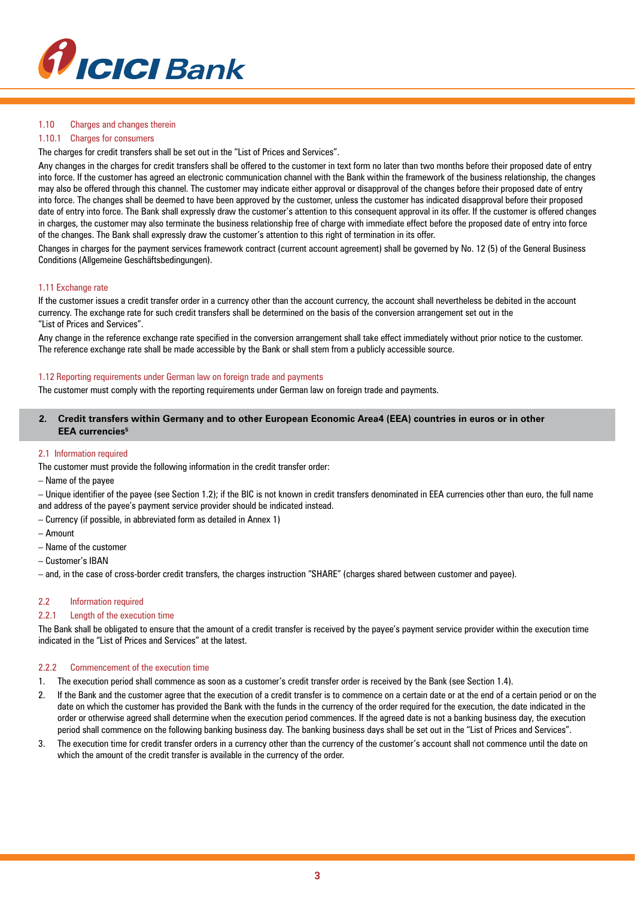### 1.10 Charges and changes therein

#### 1.10.1 Charges for consumers

The charges for credit transfers shall be set out in the "List of Prices and Services".

Any changes in the charges for credit transfers shall be offered to the customer in text form no later than two months before their proposed date of entry into force. If the customer has agreed an electronic communication channel with the Bank within the framework of the business relationship, the changes may also be offered through this channel. The customer may indicate either approval or disapproval of the changes before their proposed date of entry into force. The changes shall be deemed to have been approved by the customer, unless the customer has indicated disapproval before their proposed date of entry into force. The Bank shall expressly draw the customer's attention to this consequent approval in its offer. If the customer is offered changes in charges, the customer may also terminate the business relationship free of charge with immediate effect before the proposed date of entry into force of the changes. The Bank shall expressly draw the customer's attention to this right of termination in its offer.

Changes in charges for the payment services framework contract (current account agreement) shall be governed by No. 12 (5) of the General Business Conditions (Allgemeine Geschäftsbedingungen).

### 1.11 Exchange rate

If the customer issues a credit transfer order in a currency other than the account currency, the account shall nevertheless be debited in the account currency. The exchange rate for such credit transfers shall be determined on the basis of the conversion arrangement set out in the "List of Prices and Services".

Any change in the reference exchange rate specified in the conversion arrangement shall take effect immediately without prior notice to the customer. The reference exchange rate shall be made accessible by the Bank or shall stem from a publicly accessible source.

### 1.12 Reporting requirements under German law on foreign trade and payments

The customer must comply with the reporting requirements under German law on foreign trade and payments.

## 2. Credit transfers within Germany and to other European Economic Area4 (EEA) countries in euros or in other EEA currencies[5]

### 2.1 Information required

The customer must provide the following information in the credit transfer order:

– Name of the payee

– Unique identifier of the payee (see Section 1.2); if the BIC is not known in credit transfers denominated in EEA currencies other than euro, the full name and address of the payee's payment service provider should be indicated instead.

– Currency (if possible, in abbreviated form as detailed in Annex 1)

– Amount

– Name of the customer

– Customer's IBAN

– and, in the case of cross-border credit transfers, the charges instruction "SHARE" (charges shared between customer and payee).

### 2.2 Information required

#### 2.2.1 Length of the execution time

The Bank shall be obligated to ensure that the amount of a credit transfer is received by the payee's payment service provider within the execution time indicated in the "List of Prices and Services" at the latest.

#### 2.2.2 Commencement of the execution time

1. The execution period shall commence as soon as a customer's credit transfer order is received by the Bank (see Section 1.4).
2. If the Bank and the customer agree that the execution of a credit transfer is to commence on a certain date or at the end of a certain period or on the date on which the customer has provided the Bank with the funds in the currency of the order required for the execution, the date indicated in the order or otherwise agreed shall determine when the execution period commences. If the agreed date is not a banking business day, the execution period shall commence on the following banking business day. The banking business days shall be set out in the "List of Prices and Services".
3. The execution time for credit transfer orders in a currency other than the currency of the customer's account shall not commence until the date on which the amount of the credit transfer is available in the currency of the order.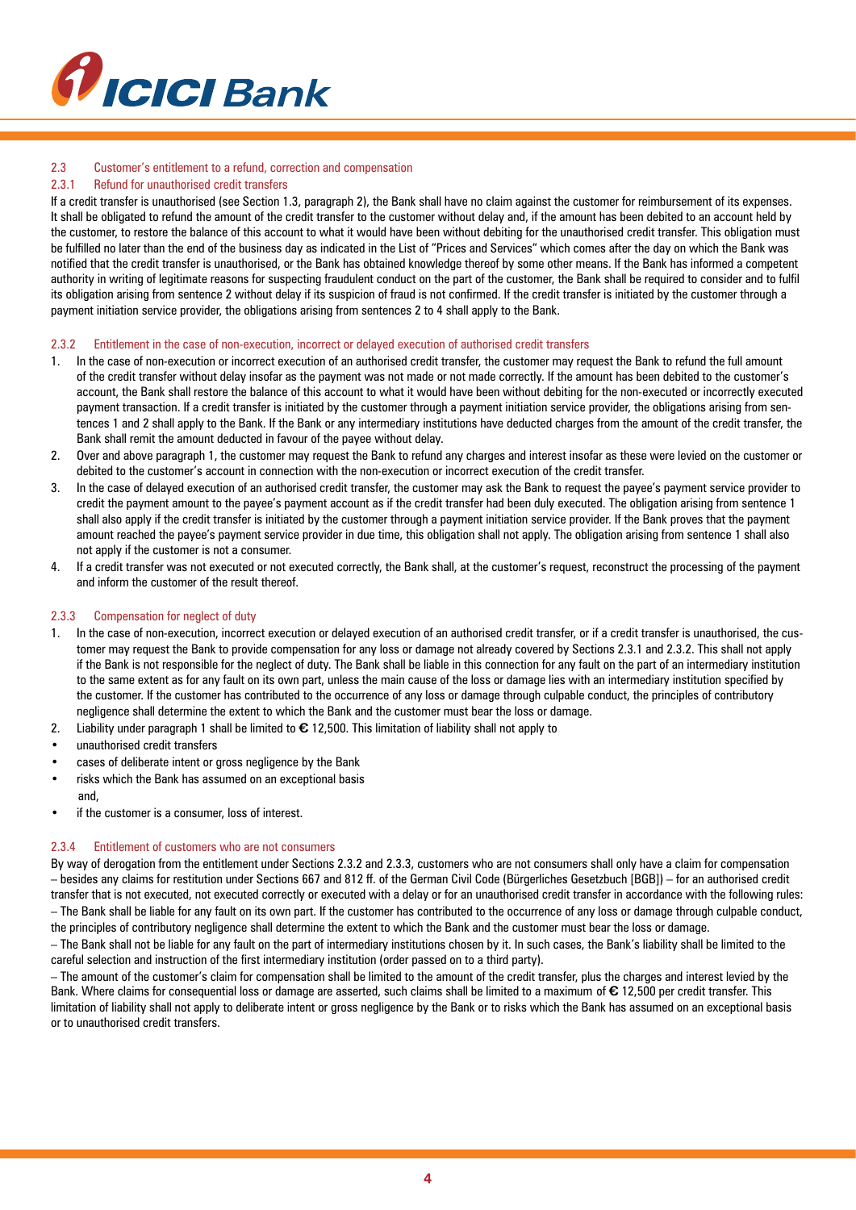### 2.3 Customer's entitlement to a refund, correction and compensation

#### 2.3.1 Refund for unauthorised credit transfers

If a credit transfer is unauthorised (see Section 1.3, paragraph 2), the Bank shall have no claim against the customer for reimbursement of its expenses. It shall be obligated to refund the amount of the credit transfer to the customer without delay and, if the amount has been debited to an account held by the customer, to restore the balance of this account to what it would have been without debiting for the unauthorised credit transfer. This obligation must be fulfilled no later than the end of the business day as indicated in the List of "Prices and Services" which comes after the day on which the Bank was notified that the credit transfer is unauthorised, or the Bank has obtained knowledge thereof by some other means. If the Bank has informed a competent authority in writing of legitimate reasons for suspecting fraudulent conduct on the part of the customer, the Bank shall be required to consider and to fulfil its obligation arising from sentence 2 without delay if its suspicion of fraud is not confirmed. If the credit transfer is initiated by the customer through a payment initiation service provider, the obligations arising from sentences 2 to 4 shall apply to the Bank.

#### 2.3.2 Entitlement in the case of non-execution, incorrect or delayed execution of authorised credit transfers

1. In the case of non-execution or incorrect execution of an authorised credit transfer, the customer may request the Bank to refund the full amount of the credit transfer without delay insofar as the payment was not made or not made correctly. If the amount has been debited to the customer's account, the Bank shall restore the balance of this account to what it would have been without debiting for the non-executed or incorrectly executed payment transaction. If a credit transfer is initiated by the customer through a payment initiation service provider, the obligations arising from sentences 1 and 2 shall apply to the Bank. If the Bank or any intermediary institutions have deducted charges from the amount of the credit transfer, the Bank shall remit the amount deducted in favour of the payee without delay.
2. Over and above paragraph 1, the customer may request the Bank to refund any charges and interest insofar as these were levied on the customer or debited to the customer's account in connection with the non-execution or incorrect execution of the credit transfer.
3. In the case of delayed execution of an authorised credit transfer, the customer may ask the Bank to request the payee's payment service provider to credit the payment amount to the payee's payment account as if the credit transfer had been duly executed. The obligation arising from sentence 1 shall also apply if the credit transfer is initiated by the customer through a payment initiation service provider. If the Bank proves that the payment amount reached the payee's payment service provider in due time, this obligation shall not apply. The obligation arising from sentence 1 shall also not apply if the customer is not a consumer.
4. If a credit transfer was not executed or not executed correctly, the Bank shall, at the customer's request, reconstruct the processing of the payment and inform the customer of the result thereof.

#### 2.3.3 Compensation for neglect of duty

1. In the case of non-execution, incorrect execution or delayed execution of an authorised credit transfer, or if a credit transfer is unauthorised, the customer may request the Bank to provide compensation for any loss or damage not already covered by Sections 2.3.1 and 2.3.2. This shall not apply if the Bank is not responsible for the neglect of duty. The Bank shall be liable in this connection for any fault on the part of an intermediary institution to the same extent as for any fault on its own part, unless the main cause of the loss or damage lies with an intermediary institution specified by the customer. If the customer has contributed to the occurrence of any loss or damage through culpable conduct, the principles of contributory negligence shall determine the extent to which the Bank and the customer must bear the loss or damage.
2. Liability under paragraph 1 shall be limited to € 12,500. This limitation of liability shall not apply to

- unauthorised credit transfers
- cases of deliberate intent or gross negligence by the Bank
- risks which the Bank has assumed on an exceptional basis and,
- if the customer is a consumer, loss of interest.

#### 2.3.4 Entitlement of customers who are not consumers

By way of derogation from the entitlement under Sections 2.3.2 and 2.3.3, customers who are not consumers shall only have a claim for compensation – besides any claims for restitution under Sections 667 and 812 ff. of the German Civil Code (Bürgerliches Gesetzbuch [BGB]) – for an authorised credit transfer that is not executed, not executed correctly or executed with a delay or for an unauthorised credit transfer in accordance with the following rules:

– The Bank shall be liable for any fault on its own part. If the customer has contributed to the occurrence of any loss or damage through culpable conduct, the principles of contributory negligence shall determine the extent to which the Bank and the customer must bear the loss or damage.

– The Bank shall not be liable for any fault on the part of intermediary institutions chosen by it. In such cases, the Bank's liability shall be limited to the careful selection and instruction of the first intermediary institution (order passed on to a third party).

– The amount of the customer's claim for compensation shall be limited to the amount of the credit transfer, plus the charges and interest levied by the Bank. Where claims for consequential loss or damage are asserted, such claims shall be limited to a maximum of € 12,500 per credit transfer. This limitation of liability shall not apply to deliberate intent or gross negligence by the Bank or to risks which the Bank has assumed on an exceptional basis or to unauthorised credit transfers.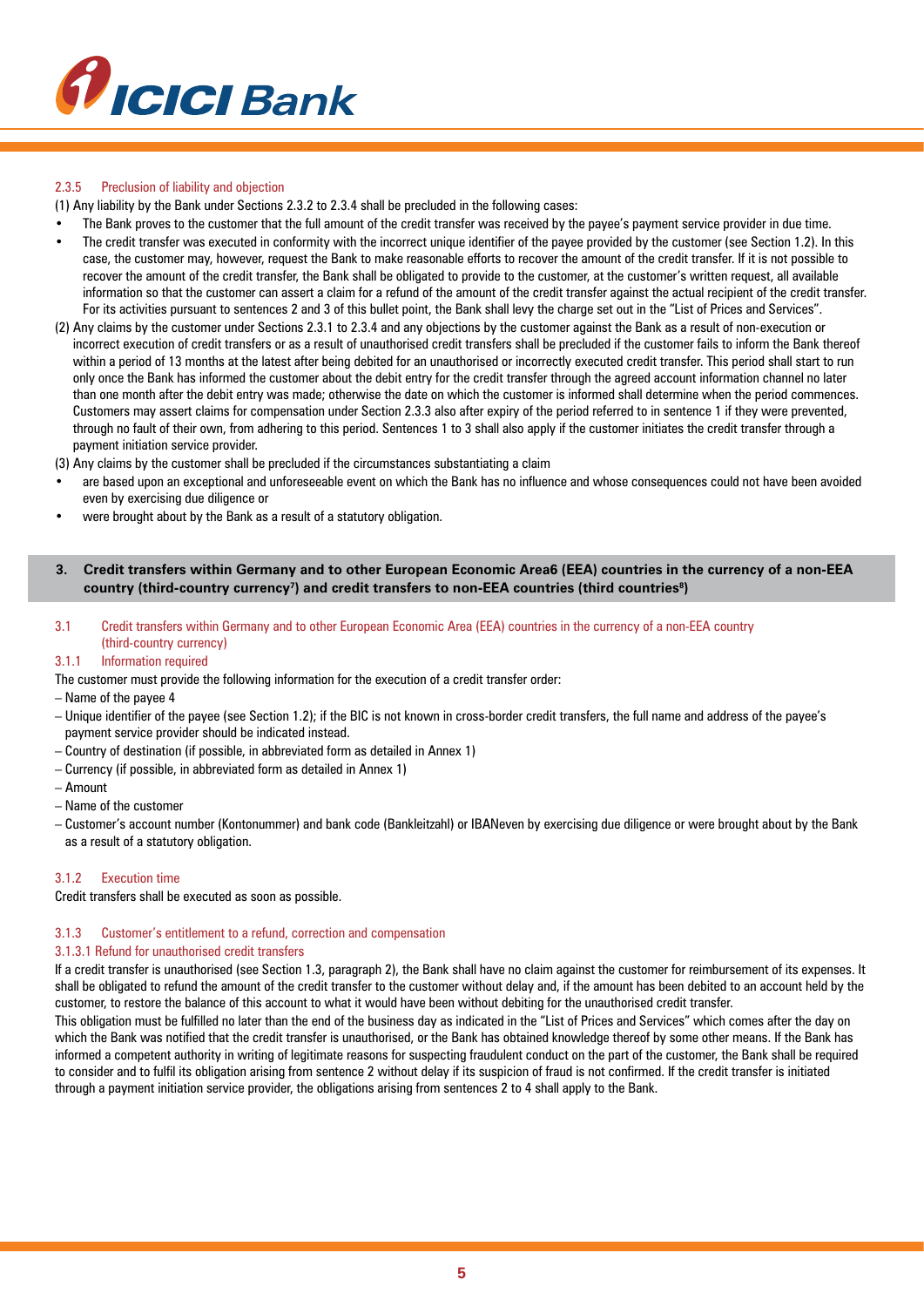#### 2.3.5 Preclusion of liability and objection

(1) Any liability by the Bank under Sections 2.3.2 to 2.3.4 shall be precluded in the following cases:

- The Bank proves to the customer that the full amount of the credit transfer was received by the payee's payment service provider in due time.
- The credit transfer was executed in conformity with the incorrect unique identifier of the payee provided by the customer (see Section 1.2). In this case, the customer may, however, request the Bank to make reasonable efforts to recover the amount of the credit transfer. If it is not possible to recover the amount of the credit transfer, the Bank shall be obligated to provide to the customer, at the customer's written request, all available information so that the customer can assert a claim for a refund of the amount of the credit transfer against the actual recipient of the credit transfer. For its activities pursuant to sentences 2 and 3 of this bullet point, the Bank shall levy the charge set out in the "List of Prices and Services".

(2) Any claims by the customer under Sections 2.3.1 to 2.3.4 and any objections by the customer against the Bank as a result of non-execution or incorrect execution of credit transfers or as a result of unauthorised credit transfers shall be precluded if the customer fails to inform the Bank thereof within a period of 13 months at the latest after being debited for an unauthorised or incorrectly executed credit transfer. This period shall start to run only once the Bank has informed the customer about the debit entry for the credit transfer through the agreed account information channel no later than one month after the debit entry was made; otherwise the date on which the customer is informed shall determine when the period commences. Customers may assert claims for compensation under Section 2.3.3 also after expiry of the period referred to in sentence 1 if they were prevented, through no fault of their own, from adhering to this period. Sentences 1 to 3 shall also apply if the customer initiates the credit transfer through a payment initiation service provider.

(3) Any claims by the customer shall be precluded if the circumstances substantiating a claim

- are based upon an exceptional and unforeseeable event on which the Bank has no influence and whose consequences could not have been avoided even by exercising due diligence or
- were brought about by the Bank as a result of a statutory obligation.

## 3. Credit transfers within Germany and to other European Economic Area6 (EEA) countries in the currency of a non-EEA country (third-country currency[7]) and credit transfers to non-EEA countries (third countries[8])

### 3.1 Credit transfers within Germany and to other European Economic Area (EEA) countries in the currency of a non-EEA country (third-country currency)

#### 3.1.1 Information required

The customer must provide the following information for the execution of a credit transfer order:

- Name of the payee 4
- Unique identifier of the payee (see Section 1.2); if the BIC is not known in cross-border credit transfers, the full name and address of the payee's payment service provider should be indicated instead.
- Country of destination (if possible, in abbreviated form as detailed in Annex 1)
- Currency (if possible, in abbreviated form as detailed in Annex 1)
- Amount
- Name of the customer
- Customer's account number (Kontonummer) and bank code (Bankleitzahl) or IBANeven by exercising due diligence or were brought about by the Bank as a result of a statutory obligation.

#### 3.1.2 Execution time

Credit transfers shall be executed as soon as possible.

#### 3.1.3 Customer's entitlement to a refund, correction and compensation

##### 3.1.3.1 Refund for unauthorised credit transfers

If a credit transfer is unauthorised (see Section 1.3, paragraph 2), the Bank shall have no claim against the customer for reimbursement of its expenses. It shall be obligated to refund the amount of the credit transfer to the customer without delay and, if the amount has been debited to an account held by the customer, to restore the balance of this account to what it would have been without debiting for the unauthorised credit transfer.

This obligation must be fulfilled no later than the end of the business day as indicated in the "List of Prices and Services" which comes after the day on which the Bank was notified that the credit transfer is unauthorised, or the Bank has obtained knowledge thereof by some other means. If the Bank has informed a competent authority in writing of legitimate reasons for suspecting fraudulent conduct on the part of the customer, the Bank shall be required to consider and to fulfil its obligation arising from sentence 2 without delay if its suspicion of fraud is not confirmed. If the credit transfer is initiated through a payment initiation service provider, the obligations arising from sentences 2 to 4 shall apply to the Bank.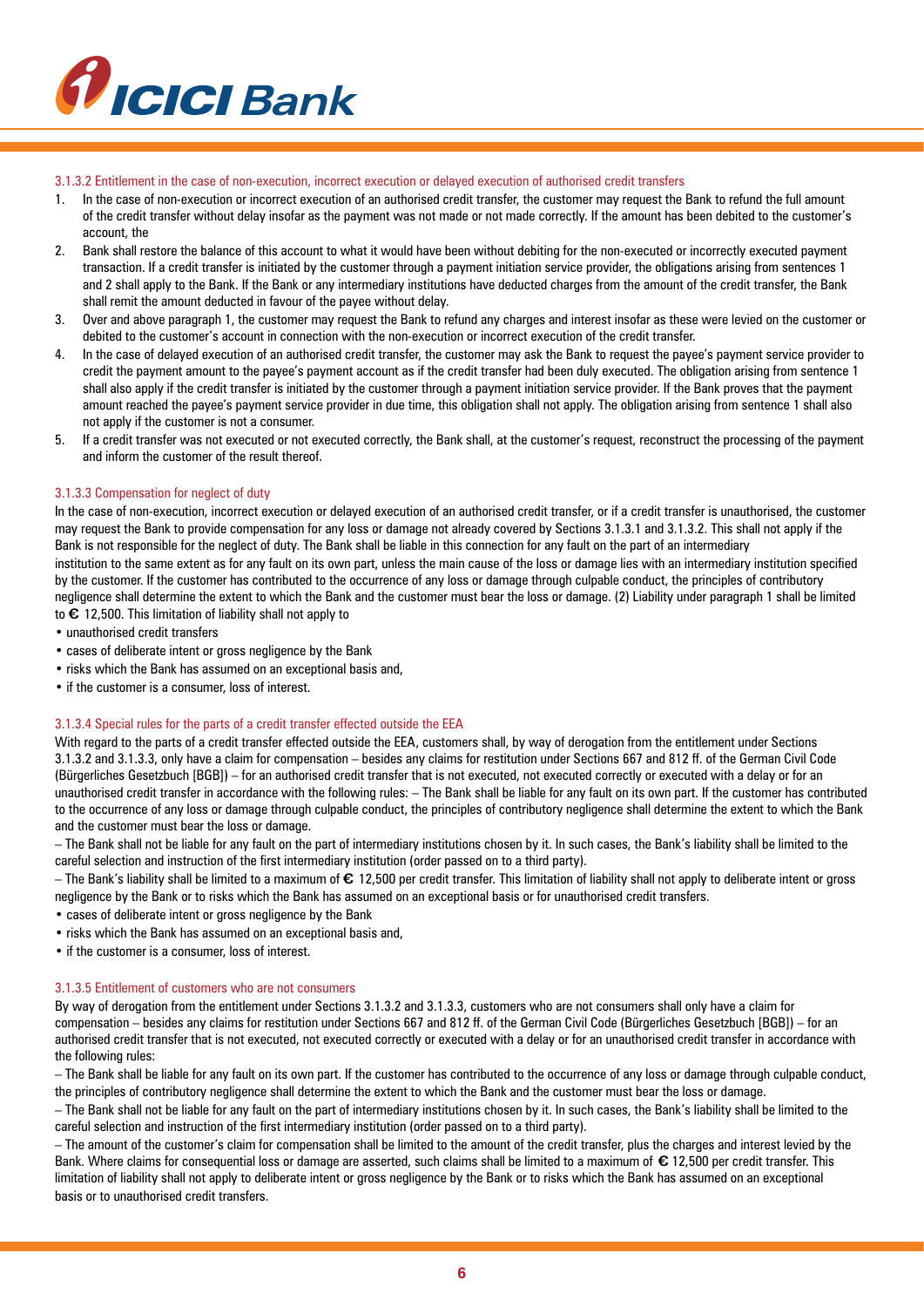### 3.1.3.2 Entitlement in the case of non-execution, incorrect execution or delayed execution of authorised credit transfers

1. In the case of non-execution or incorrect execution of an authorised credit transfer, the customer may request the Bank to refund the full amount of the credit transfer without delay insofar as the payment was not made or not made correctly. If the amount has been debited to the customer's account, the
2. Bank shall restore the balance of this account to what it would have been without debiting for the non-executed or incorrectly executed payment transaction. If a credit transfer is initiated by the customer through a payment initiation service provider, the obligations arising from sentences 1 and 2 shall apply to the Bank. If the Bank or any intermediary institutions have deducted charges from the amount of the credit transfer, the Bank shall remit the amount deducted in favour of the payee without delay.
3. Over and above paragraph 1, the customer may request the Bank to refund any charges and interest insofar as these were levied on the customer or debited to the customer's account in connection with the non-execution or incorrect execution of the credit transfer.
4. In the case of delayed execution of an authorised credit transfer, the customer may ask the Bank to request the payee's payment service provider to credit the payment amount to the payee's payment account as if the credit transfer had been duly executed. The obligation arising from sentence 1 shall also apply if the credit transfer is initiated by the customer through a payment initiation service provider. If the Bank proves that the payment amount reached the payee's payment service provider in due time, this obligation shall not apply. The obligation arising from sentence 1 shall also not apply if the customer is not a consumer.
5. If a credit transfer was not executed or not executed correctly, the Bank shall, at the customer's request, reconstruct the processing of the payment and inform the customer of the result thereof.

### 3.1.3.3 Compensation for neglect of duty

In the case of non-execution, incorrect execution or delayed execution of an authorised credit transfer, or if a credit transfer is unauthorised, the customer may request the Bank to provide compensation for any loss or damage not already covered by Sections 3.1.3.1 and 3.1.3.2. This shall not apply if the Bank is not responsible for the neglect of duty. The Bank shall be liable in this connection for any fault on the part of an intermediary institution to the same extent as for any fault on its own part, unless the main cause of the loss or damage lies with an intermediary institution specified by the customer. If the customer has contributed to the occurrence of any loss or damage through culpable conduct, the principles of contributory negligence shall determine the extent to which the Bank and the customer must bear the loss or damage. (2) Liability under paragraph 1 shall be limited to € 12,500. This limitation of liability shall not apply to

- unauthorised credit transfers
- cases of deliberate intent or gross negligence by the Bank
- risks which the Bank has assumed on an exceptional basis and,
- if the customer is a consumer, loss of interest.

### 3.1.3.4 Special rules for the parts of a credit transfer effected outside the EEA

With regard to the parts of a credit transfer effected outside the EEA, customers shall, by way of derogation from the entitlement under Sections 3.1.3.2 and 3.1.3.3, only have a claim for compensation – besides any claims for restitution under Sections 667 and 812 ff. of the German Civil Code (Bürgerliches Gesetzbuch [BGB]) – for an authorised credit transfer that is not executed, not executed correctly or executed with a delay or for an unauthorised credit transfer in accordance with the following rules: – The Bank shall be liable for any fault on its own part. If the customer has contributed to the occurrence of any loss or damage through culpable conduct, the principles of contributory negligence shall determine the extent to which the Bank and the customer must bear the loss or damage.

– The Bank shall not be liable for any fault on the part of intermediary institutions chosen by it. In such cases, the Bank's liability shall be limited to the careful selection and instruction of the first intermediary institution (order passed on to a third party).

– The Bank's liability shall be limited to a maximum of € 12,500 per credit transfer. This limitation of liability shall not apply to deliberate intent or gross negligence by the Bank or to risks which the Bank has assumed on an exceptional basis or for unauthorised credit transfers.

- cases of deliberate intent or gross negligence by the Bank
- risks which the Bank has assumed on an exceptional basis and,
- if the customer is a consumer, loss of interest.

### 3.1.3.5 Entitlement of customers who are not consumers

By way of derogation from the entitlement under Sections 3.1.3.2 and 3.1.3.3, customers who are not consumers shall only have a claim for compensation – besides any claims for restitution under Sections 667 and 812 ff. of the German Civil Code (Bürgerliches Gesetzbuch [BGB]) – for an authorised credit transfer that is not executed, not executed correctly or executed with a delay or for an unauthorised credit transfer in accordance with the following rules:

– The Bank shall be liable for any fault on its own part. If the customer has contributed to the occurrence of any loss or damage through culpable conduct, the principles of contributory negligence shall determine the extent to which the Bank and the customer must bear the loss or damage.

– The Bank shall not be liable for any fault on the part of intermediary institutions chosen by it. In such cases, the Bank's liability shall be limited to the careful selection and instruction of the first intermediary institution (order passed on to a third party).

– The amount of the customer's claim for compensation shall be limited to the amount of the credit transfer, plus the charges and interest levied by the Bank. Where claims for consequential loss or damage are asserted, such claims shall be limited to a maximum of € 12,500 per credit transfer. This limitation of liability shall not apply to deliberate intent or gross negligence by the Bank or to risks which the Bank has assumed on an exceptional basis or to unauthorised credit transfers.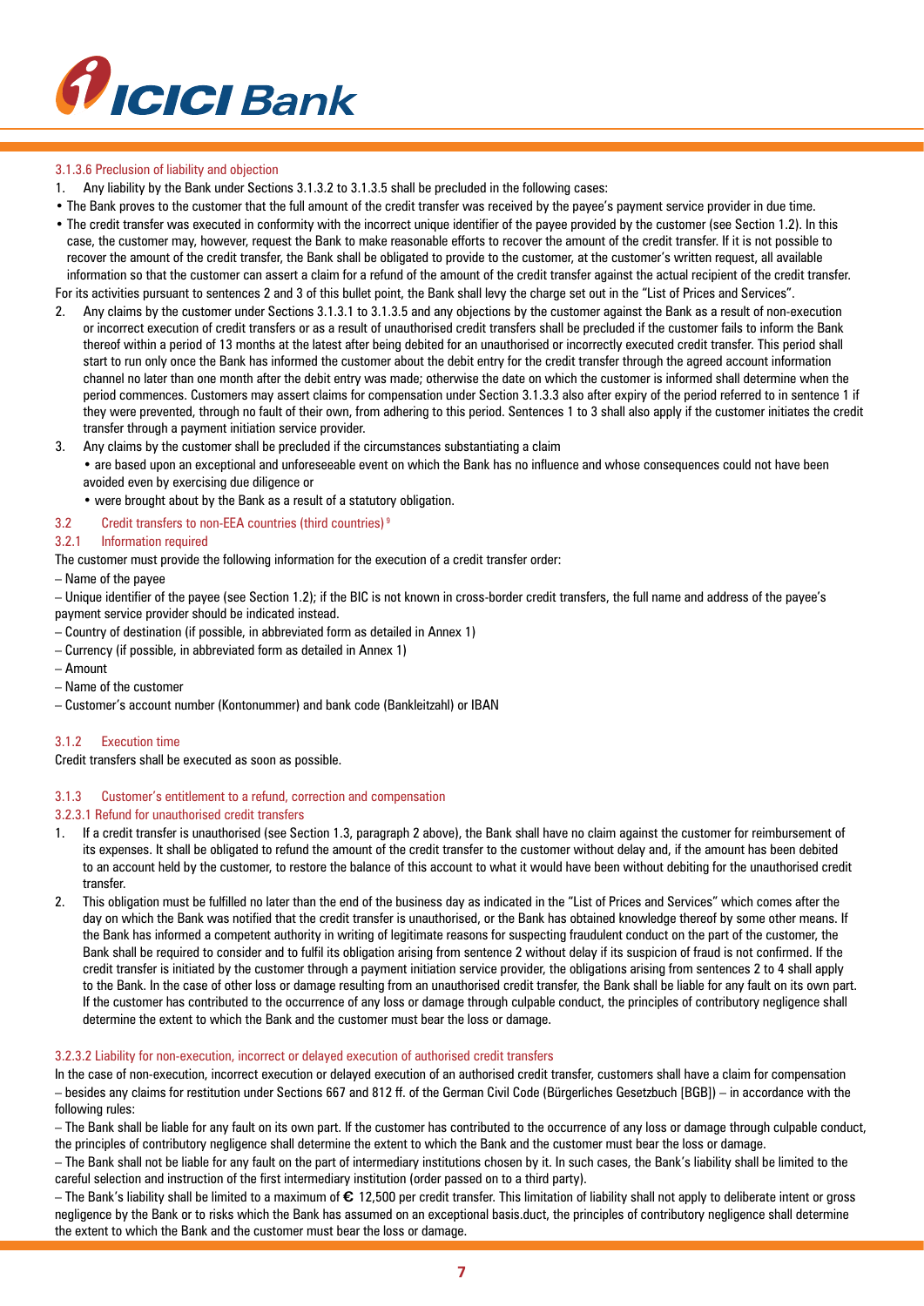#### 3.1.3.6 Preclusion of liability and objection

1. Any liability by the Bank under Sections 3.1.3.2 to 3.1.3.5 shall be precluded in the following cases:

- The Bank proves to the customer that the full amount of the credit transfer was received by the payee's payment service provider in due time.
- The credit transfer was executed in conformity with the incorrect unique identifier of the payee provided by the customer (see Section 1.2). In this case, the customer may, however, request the Bank to make reasonable efforts to recover the amount of the credit transfer. If it is not possible to recover the amount of the credit transfer, the Bank shall be obligated to provide to the customer, at the customer's written request, all available information so that the customer can assert a claim for a refund of the amount of the credit transfer against the actual recipient of the credit transfer.

For its activities pursuant to sentences 2 and 3 of this bullet point, the Bank shall levy the charge set out in the "List of Prices and Services".

2. Any claims by the customer under Sections 3.1.3.1 to 3.1.3.5 and any objections by the customer against the Bank as a result of non-execution or incorrect execution of credit transfers or as a result of unauthorised credit transfers shall be precluded if the customer fails to inform the Bank thereof within a period of 13 months at the latest after being debited for an unauthorised or incorrectly executed credit transfer. This period shall start to run only once the Bank has informed the customer about the debit entry for the credit transfer through the agreed account information channel no later than one month after the debit entry was made; otherwise the date on which the customer is informed shall determine when the period commences. Customers may assert claims for compensation under Section 3.1.3.3 also after expiry of the period referred to in sentence 1 if they were prevented, through no fault of their own, from adhering to this period. Sentences 1 to 3 shall also apply if the customer initiates the credit transfer through a payment initiation service provider.
3. Any claims by the customer shall be precluded if the circumstances substantiating a claim
   - are based upon an exceptional and unforeseeable event on which the Bank has no influence and whose consequences could not have been avoided even by exercising due diligence or
   - were brought about by the Bank as a result of a statutory obligation.

## 3.2 Credit transfers to non-EEA countries (third countries) [9]

### 3.2.1 Information required

The customer must provide the following information for the execution of a credit transfer order:

– Name of the payee

– Unique identifier of the payee (see Section 1.2); if the BIC is not known in cross-border credit transfers, the full name and address of the payee's payment service provider should be indicated instead.

– Country of destination (if possible, in abbreviated form as detailed in Annex 1)

– Currency (if possible, in abbreviated form as detailed in Annex 1)

– Amount

– Name of the customer

– Customer's account number (Kontonummer) and bank code (Bankleitzahl) or IBAN

### 3.1.2 Execution time

Credit transfers shall be executed as soon as possible.

### 3.1.3 Customer's entitlement to a refund, correction and compensation

#### 3.2.3.1 Refund for unauthorised credit transfers

1. If a credit transfer is unauthorised (see Section 1.3, paragraph 2 above), the Bank shall have no claim against the customer for reimbursement of its expenses. It shall be obligated to refund the amount of the credit transfer to the customer without delay and, if the amount has been debited to an account held by the customer, to restore the balance of this account to what it would have been without debiting for the unauthorised credit transfer.
2. This obligation must be fulfilled no later than the end of the business day as indicated in the "List of Prices and Services" which comes after the day on which the Bank was notified that the credit transfer is unauthorised, or the Bank has obtained knowledge thereof by some other means. If the Bank has informed a competent authority in writing of legitimate reasons for suspecting fraudulent conduct on the part of the customer, the Bank shall be required to consider and to fulfil its obligation arising from sentence 2 without delay if its suspicion of fraud is not confirmed. If the credit transfer is initiated by the customer through a payment initiation service provider, the obligations arising from sentences 2 to 4 shall apply to the Bank. In the case of other loss or damage resulting from an unauthorised credit transfer, the Bank shall be liable for any fault on its own part. If the customer has contributed to the occurrence of any loss or damage through culpable conduct, the principles of contributory negligence shall determine the extent to which the Bank and the customer must bear the loss or damage.

#### 3.2.3.2 Liability for non-execution, incorrect or delayed execution of authorised credit transfers

In the case of non-execution, incorrect execution or delayed execution of an authorised credit transfer, customers shall have a claim for compensation – besides any claims for restitution under Sections 667 and 812 ff. of the German Civil Code (Bürgerliches Gesetzbuch [BGB]) – in accordance with the following rules:

– The Bank shall be liable for any fault on its own part. If the customer has contributed to the occurrence of any loss or damage through culpable conduct, the principles of contributory negligence shall determine the extent to which the Bank and the customer must bear the loss or damage.

– The Bank shall not be liable for any fault on the part of intermediary institutions chosen by it. In such cases, the Bank's liability shall be limited to the careful selection and instruction of the first intermediary institution (order passed on to a third party).

– The Bank's liability shall be limited to a maximum of € 12,500 per credit transfer. This limitation of liability shall not apply to deliberate intent or gross negligence by the Bank or to risks which the Bank has assumed on an exceptional basis.duct, the principles of contributory negligence shall determine the extent to which the Bank and the customer must bear the loss or damage.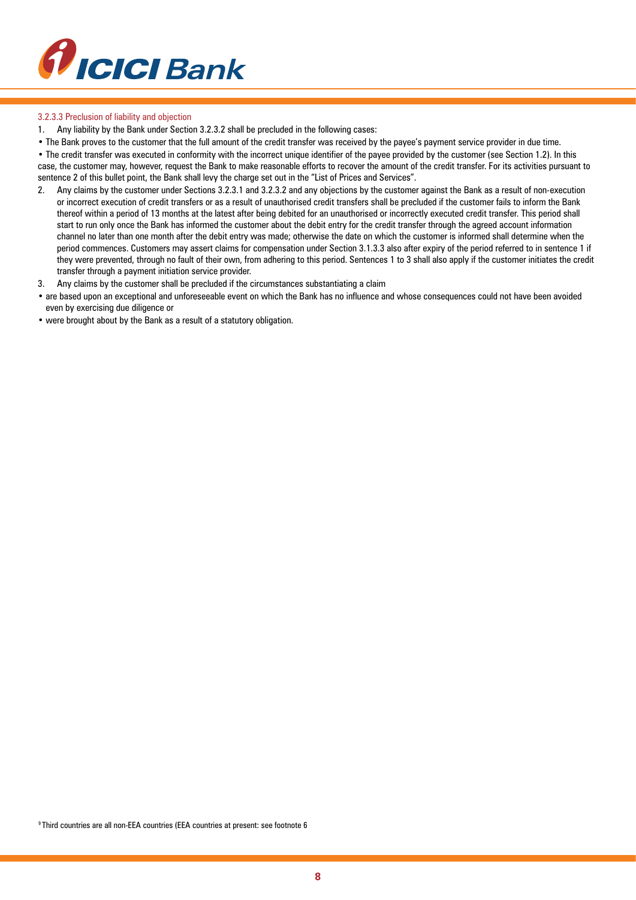#### 3.2.3.3 Preclusion of liability and objection

1. Any liability by the Bank under Section 3.2.3.2 shall be precluded in the following cases:

- The Bank proves to the customer that the full amount of the credit transfer was received by the payee's payment service provider in due time.
- The credit transfer was executed in conformity with the incorrect unique identifier of the payee provided by the customer (see Section 1.2). In this case, the customer may, however, request the Bank to make reasonable efforts to recover the amount of the credit transfer. For its activities pursuant to sentence 2 of this bullet point, the Bank shall levy the charge set out in the "List of Prices and Services".

2. Any claims by the customer under Sections 3.2.3.1 and 3.2.3.2 and any objections by the customer against the Bank as a result of non-execution or incorrect execution of credit transfers or as a result of unauthorised credit transfers shall be precluded if the customer fails to inform the Bank thereof within a period of 13 months at the latest after being debited for an unauthorised or incorrectly executed credit transfer. This period shall start to run only once the Bank has informed the customer about the debit entry for the credit transfer through the agreed account information channel no later than one month after the debit entry was made; otherwise the date on which the customer is informed shall determine when the period commences. Customers may assert claims for compensation under Section 3.1.3.3 also after expiry of the period referred to in sentence 1 if they were prevented, through no fault of their own, from adhering to this period. Sentences 1 to 3 shall also apply if the customer initiates the credit transfer through a payment initiation service provider.
3. Any claims by the customer shall be precluded if the circumstances substantiating a claim

- are based upon an exceptional and unforeseeable event on which the Bank has no influence and whose consequences could not have been avoided even by exercising due diligence or
- were brought about by the Bank as a result of a statutory obligation.

[9] Third countries are all non-EEA countries (EEA countries at present: see footnote 6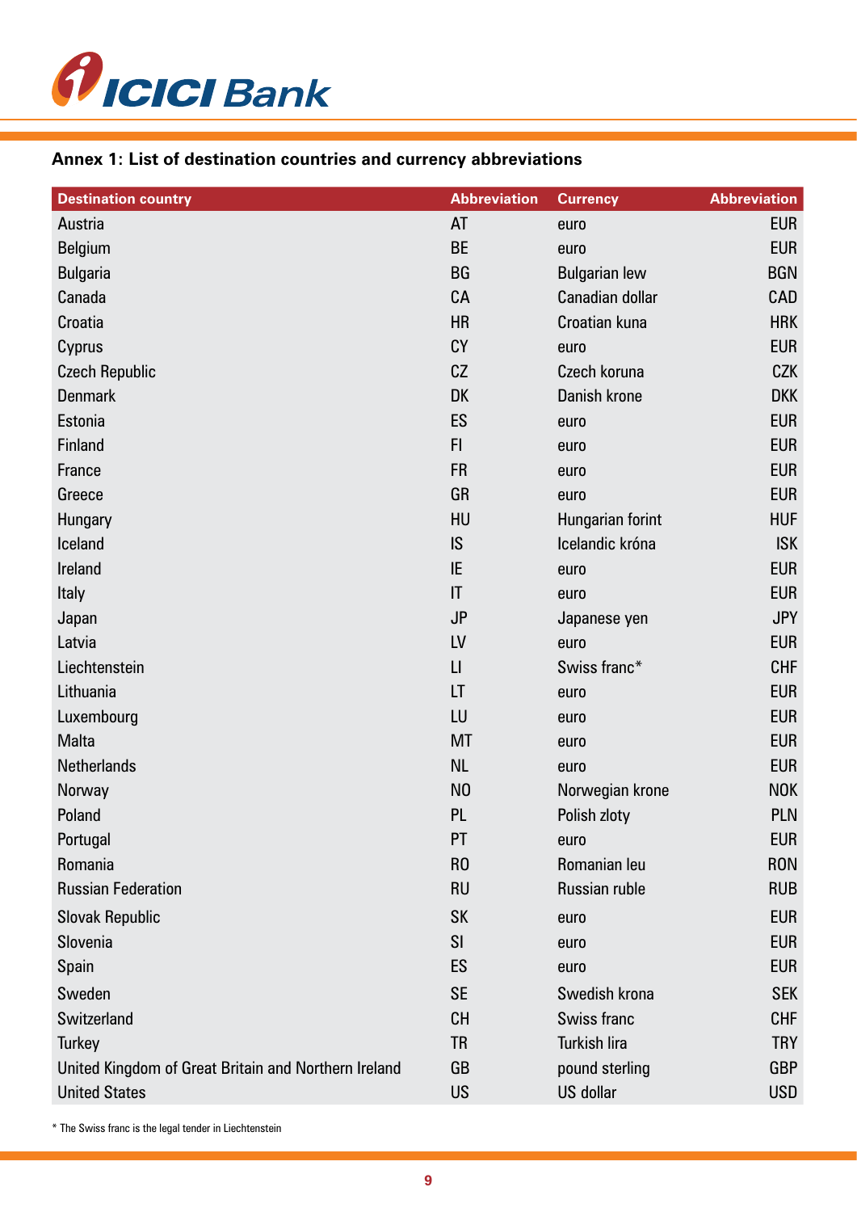## Annex 1: List of destination countries and currency abbreviations

| Destination country | Abbreviation | Currency | Abbreviation |
|---|---|---|---|
| Austria | AT | euro | EUR |
| Belgium | BE | euro | EUR |
| Bulgaria | BG | Bulgarian lew | BGN |
| Canada | CA | Canadian dollar | CAD |
| Croatia | HR | Croatian kuna | HRK |
| Cyprus | CY | euro | EUR |
| Czech Republic | CZ | Czech koruna | CZK |
| Denmark | DK | Danish krone | DKK |
| Estonia | ES | euro | EUR |
| Finland | FI | euro | EUR |
| France | FR | euro | EUR |
| Greece | GR | euro | EUR |
| Hungary | HU | Hungarian forint | HUF |
| Iceland | IS | Icelandic króna | ISK |
| Ireland | IE | euro | EUR |
| Italy | IT | euro | EUR |
| Japan | JP | Japanese yen | JPY |
| Latvia | LV | euro | EUR |
| Liechtenstein | LI | Swiss franc* | CHF |
| Lithuania | LT | euro | EUR |
| Luxembourg | LU | euro | EUR |
| Malta | MT | euro | EUR |
| Netherlands | NL | euro | EUR |
| Norway | NO | Norwegian krone | NOK |
| Poland | PL | Polish zloty | PLN |
| Portugal | PT | euro | EUR |
| Romania | RO | Romanian leu | RON |
| Russian Federation | RU | Russian ruble | RUB |
| Slovak Republic | SK | euro | EUR |
| Slovenia | SI | euro | EUR |
| Spain | ES | euro | EUR |
| Sweden | SE | Swedish krona | SEK |
| Switzerland | CH | Swiss franc | CHF |
| Turkey | TR | Turkish lira | TRY |
| United Kingdom of Great Britain and Northern Ireland | GB | pound sterling | GBP |
| United States | US | US dollar | USD |

* The Swiss franc is the legal tender in Liechtenstein